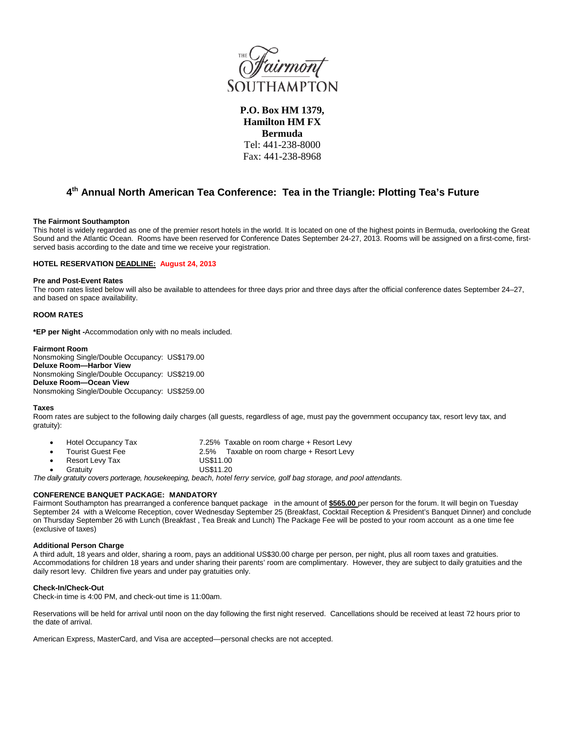THE Fairmont SOUTHAMPTON

**P.O. Box HM 1379,**
**Hamilton HM FX**
**Bermuda**
Tel: 441-238-8000
Fax: 441-238-8968

## 4th Annual North American Tea Conference: Tea in the Triangle: Plotting Tea's Future

**The Fairmont Southampton**
This hotel is widely regarded as one of the premier resort hotels in the world. It is located on one of the highest points in Bermuda, overlooking the Great Sound and the Atlantic Ocean. Rooms have been reserved for Conference Dates September 24-27, 2013. Rooms will be assigned on a first-come, first-served basis according to the date and time we receive your registration.

**HOTEL RESERVATION DEADLINE: August 24, 2013**

**Pre and Post-Event Rates**
The room rates listed below will also be available to attendees for three days prior and three days after the official conference dates September 24–27, and based on space availability.

**ROOM RATES**

**\*EP per Night -**Accommodation only with no meals included.

**Fairmont Room**
Nonsmoking Single/Double Occupancy: US$179.00
**Deluxe Room—Harbor View**
Nonsmoking Single/Double Occupancy: US$219.00
**Deluxe Room—Ocean View**
Nonsmoking Single/Double Occupancy: US$259.00

**Taxes**
Room rates are subject to the following daily charges (all guests, regardless of age, must pay the government occupancy tax, resort levy tax, and gratuity):

- Hotel Occupancy Tax — 7.25% Taxable on room charge + Resort Levy
- Tourist Guest Fee — 2.5% Taxable on room charge + Resort Levy
- Resort Levy Tax — US$11.00
- Gratuity — US$11.20

*The daily gratuity covers porterage, housekeeping, beach, hotel ferry service, golf bag storage, and pool attendants.*

**CONFERENCE BANQUET PACKAGE: MANDATORY**
Fairmont Southampton has prearranged a conference banquet package in the amount of **$565.00** per person for the forum. It will begin on Tuesday September 24 with a Welcome Reception, cover Wednesday September 25 (Breakfast, Cocktail Reception & President's Banquet Dinner) and conclude on Thursday September 26 with Lunch (Breakfast , Tea Break and Lunch) The Package Fee will be posted to your room account as a one time fee (exclusive of taxes)

**Additional Person Charge**
A third adult, 18 years and older, sharing a room, pays an additional US$30.00 charge per person, per night, plus all room taxes and gratuities. Accommodations for children 18 years and under sharing their parents' room are complimentary. However, they are subject to daily gratuities and the daily resort levy. Children five years and under pay gratuities only.

**Check-In/Check-Out**
Check-in time is 4:00 PM, and check-out time is 11:00am.

Reservations will be held for arrival until noon on the day following the first night reserved. Cancellations should be received at least 72 hours prior to the date of arrival.

American Express, MasterCard, and Visa are accepted—personal checks are not accepted.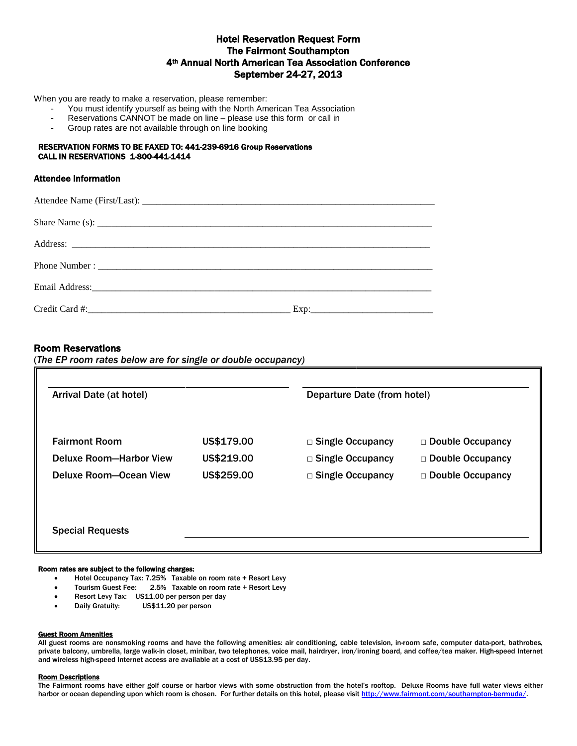# Hotel Reservation Request Form
## The Fairmont Southampton
## 4th Annual North American Tea Association Conference
## September 24-27, 2013

When you are ready to make a reservation, please remember:

- You must identify yourself as being with the North American Tea Association
- Reservations CANNOT be made on line – please use this form or call in
- Group rates are not available through on line booking

**RESERVATION FORMS TO BE FAXED TO: 441-239-6916 Group Reservations**
**CALL IN RESERVATIONS 1-800-441-1414**

### Attendee Information

Attendee Name (First/Last): ______________________________________________

Share Name (s): ______________________________________________

Address: ______________________________________________

Phone Number : ______________________________________________

Email Address: ______________________________________________

Credit Card #: ______________________________ Exp: ________________

### Room Reservations

(*The EP room rates below are for single or double occupancy)*

| Arrival Date (at hotel) | | Departure Date (from hotel) | |
|---|---|---|---|
| | | | |
| Fairmont Room | US$179.00 | □ Single Occupancy | □ Double Occupancy |
| Deluxe Room—Harbor View | US$219.00 | □ Single Occupancy | □ Double Occupancy |
| Deluxe Room—Ocean View | US$259.00 | □ Single Occupancy | □ Double Occupancy |
| Special Requests | | | |

**Room rates are subject to the following charges:**

- Hotel Occupancy Tax: 7.25% Taxable on room rate + Resort Levy
- Tourism Guest Fee: 2.5% Taxable on room rate + Resort Levy
- Resort Levy Tax: US11.00 per person per day
- Daily Gratuity: US$11.20 per person

**Guest Room Amenities**

All guest rooms are nonsmoking rooms and have the following amenities: air conditioning, cable television, in-room safe, computer data-port, bathrobes, private balcony, umbrella, large walk-in closet, minibar, two telephones, voice mail, hairdryer, iron/ironing board, and coffee/tea maker. High-speed Internet and wireless high-speed Internet access are available at a cost of US$13.95 per day.

**Room Descriptions**

The Fairmont rooms have either golf course or harbor views with some obstruction from the hotel's rooftop. Deluxe Rooms have full water views either harbor or ocean depending upon which room is chosen. For further details on this hotel, please visit http://www.fairmont.com/southampton-bermuda/.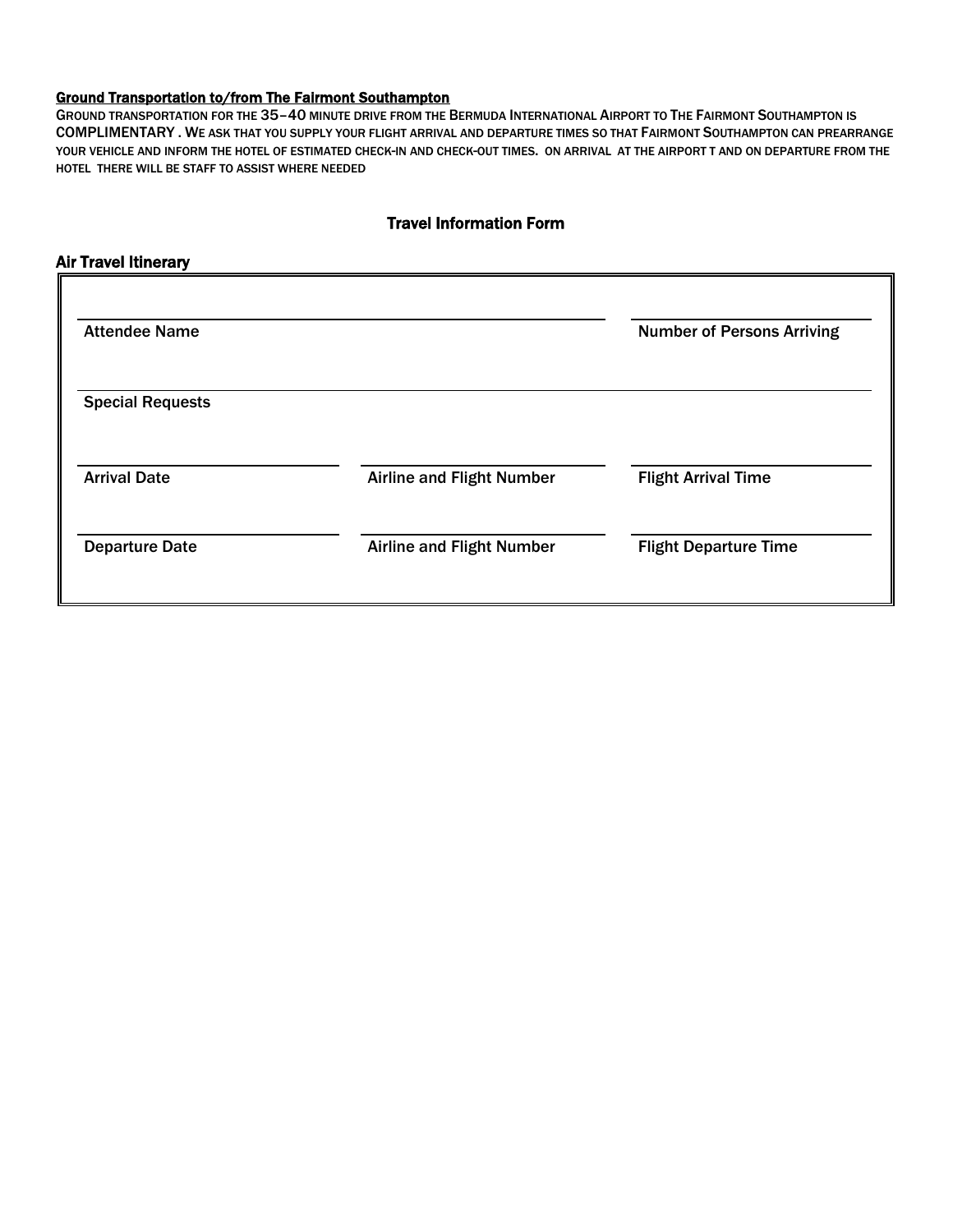**Ground Transportation to/from The Fairmont Southampton**

GROUND TRANSPORTATION FOR THE 35–40 MINUTE DRIVE FROM THE BERMUDA INTERNATIONAL AIRPORT TO THE FAIRMONT SOUTHAMPTON IS COMPLIMENTARY . WE ASK THAT YOU SUPPLY YOUR FLIGHT ARRIVAL AND DEPARTURE TIMES SO THAT FAIRMONT SOUTHAMPTON CAN PREARRANGE YOUR VEHICLE AND INFORM THE HOTEL OF ESTIMATED CHECK-IN AND CHECK-OUT TIMES. ON ARRIVAL AT THE AIRPORT T AND ON DEPARTURE FROM THE HOTEL THERE WILL BE STAFF TO ASSIST WHERE NEEDED

## Travel Information Form

### Air Travel Itinerary

| | | |
|---|---|---|
| Attendee Name | | Number of Persons Arriving |
| Special Requests | | |
| Arrival Date | Airline and Flight Number | Flight Arrival Time |
| Departure Date | Airline and Flight Number | Flight Departure Time |